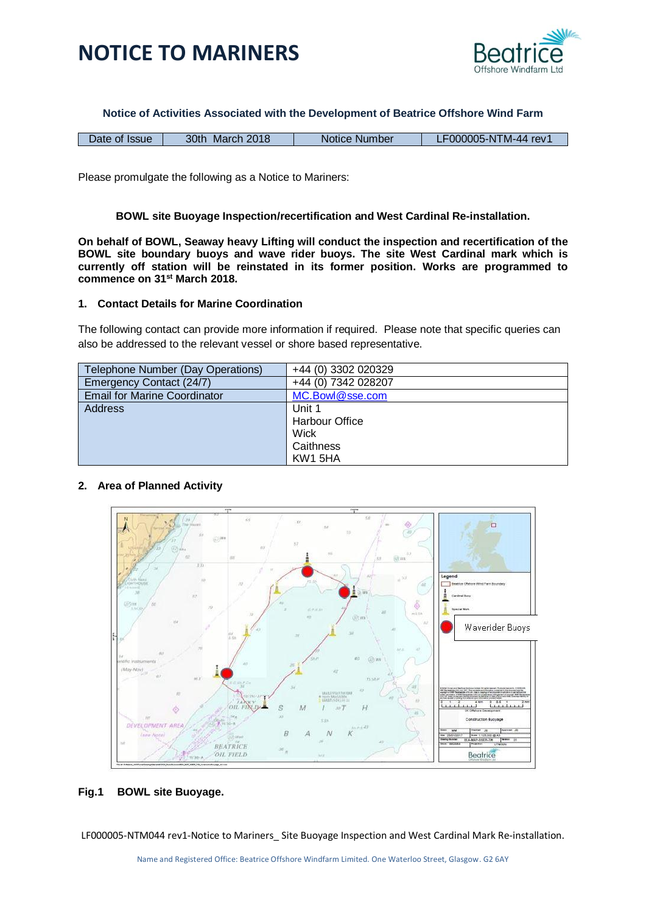# NOTICE TO MARINERS

**Notice of Activities Associated with the Development of Beatrice Offshore Wind Farm**

| Date of Issue | 30th March 2018 | Notice Number | LF000005-NTM-44 rev1 |
|---|---|---|---|

Please promulgate the following as a Notice to Mariners:

**BOWL site Buoyage Inspection/recertification and West Cardinal Re-installation.**

**On behalf of BOWL, Seaway heavy Lifting will conduct the inspection and recertification of the BOWL site boundary buoys and wave rider buoys. The site West Cardinal mark which is currently off station will be reinstated in its former position. Works are programmed to commence on 31st March 2018.**

## 1. Contact Details for Marine Coordination

The following contact can provide more information if required. Please note that specific queries can also be addressed to the relevant vessel or shore based representative.

| Telephone Number (Day Operations) | +44 (0) 3302 020329 |
|---|---|
| Emergency Contact (24/7) | +44 (0) 7342 028207 |
| Email for Marine Coordinator | MC.Bowl@sse.com |
| Address | Unit 1<br>Harbour Office<br>Wick<br>Caithness<br>KW1 5HA |

## 2. Area of Planned Activity

**Fig.1 BOWL site Buoyage.**

LF000005-NTM044 rev1-Notice to Mariners_ Site Buoyage Inspection and West Cardinal Mark Re-installation.

Name and Registered Office: Beatrice Offshore Windfarm Limited. One Waterloo Street, Glasgow. G2 6AY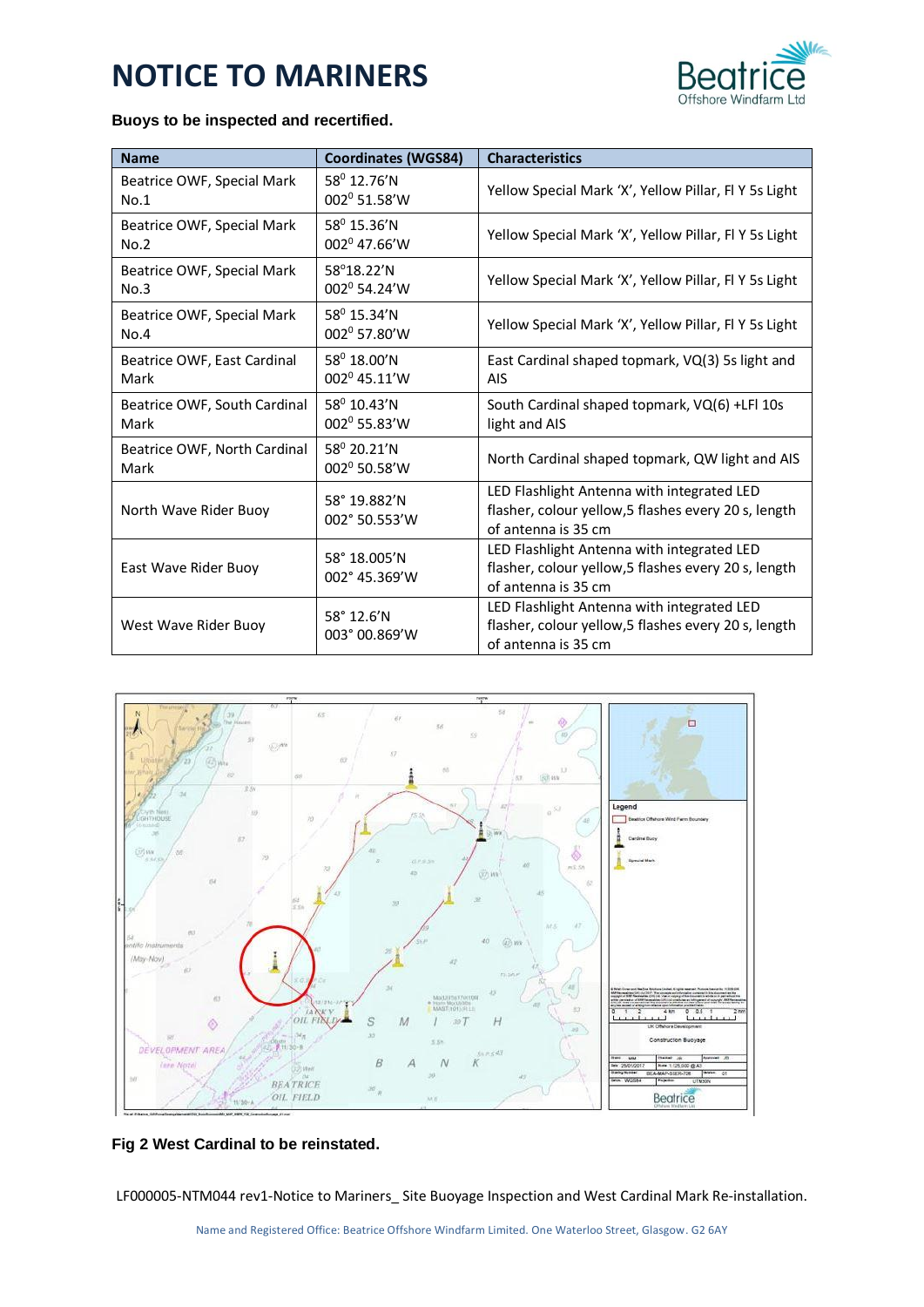# NOTICE TO MARINERS

**Buoys to be inspected and recertified.**

| Name | Coordinates (WGS84) | Characteristics |
|---|---|---|
| Beatrice OWF, Special Mark No.1 | 58° 12.76'N 002° 51.58'W | Yellow Special Mark 'X', Yellow Pillar, Fl Y 5s Light |
| Beatrice OWF, Special Mark No.2 | 58° 15.36'N 002° 47.66'W | Yellow Special Mark 'X', Yellow Pillar, Fl Y 5s Light |
| Beatrice OWF, Special Mark No.3 | 58°18.22'N 002° 54.24'W | Yellow Special Mark 'X', Yellow Pillar, Fl Y 5s Light |
| Beatrice OWF, Special Mark No.4 | 58° 15.34'N 002° 57.80'W | Yellow Special Mark 'X', Yellow Pillar, Fl Y 5s Light |
| Beatrice OWF, East Cardinal Mark | 58° 18.00'N 002° 45.11'W | East Cardinal shaped topmark, VQ(3) 5s light and AIS |
| Beatrice OWF, South Cardinal Mark | 58° 10.43'N 002° 55.83'W | South Cardinal shaped topmark, VQ(6) +LFl 10s light and AIS |
| Beatrice OWF, North Cardinal Mark | 58° 20.21'N 002° 50.58'W | North Cardinal shaped topmark, QW light and AIS |
| North Wave Rider Buoy | 58° 19.882'N 002° 50.553'W | LED Flashlight Antenna with integrated LED flasher, colour yellow,5 flashes every 20 s, length of antenna is 35 cm |
| East Wave Rider Buoy | 58° 18.005'N 002° 45.369'W | LED Flashlight Antenna with integrated LED flasher, colour yellow,5 flashes every 20 s, length of antenna is 35 cm |
| West Wave Rider Buoy | 58° 12.6'N 003° 00.869'W | LED Flashlight Antenna with integrated LED flasher, colour yellow,5 flashes every 20 s, length of antenna is 35 cm |

**Fig 2 West Cardinal to be reinstated.**

LF000005-NTM044 rev1-Notice to Mariners_ Site Buoyage Inspection and West Cardinal Mark Re-installation.

Name and Registered Office: Beatrice Offshore Windfarm Limited. One Waterloo Street, Glasgow. G2 6AY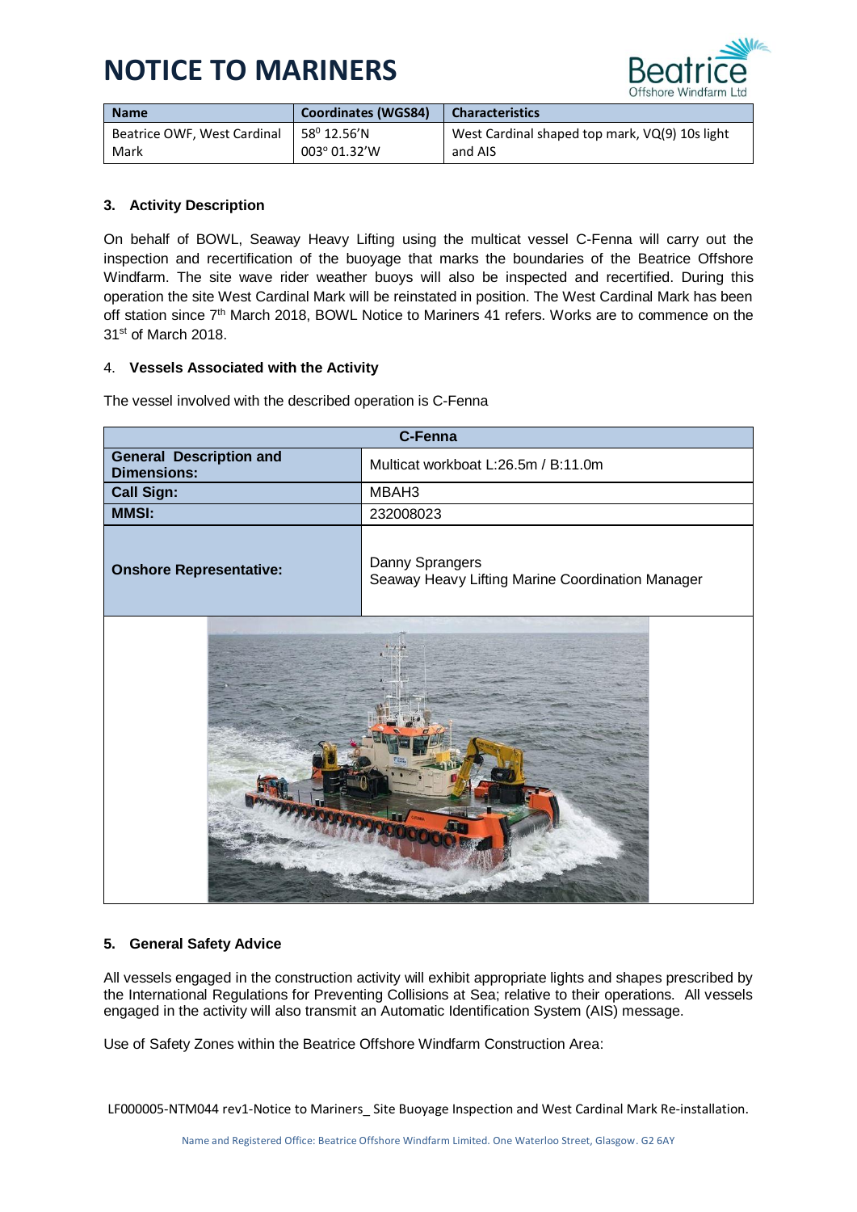# NOTICE TO MARINERS

| Name | Coordinates (WGS84) | Characteristics |
|---|---|---|
| Beatrice OWF, West Cardinal Mark | 58° 12.56'N<br>003° 01.32'W | West Cardinal shaped top mark, VQ(9) 10s light and AIS |

### 3. Activity Description

On behalf of BOWL, Seaway Heavy Lifting using the multicat vessel C-Fenna will carry out the inspection and recertification of the buoyage that marks the boundaries of the Beatrice Offshore Windfarm. The site wave rider weather buoys will also be inspected and recertified. During this operation the site West Cardinal Mark will be reinstated in position. The West Cardinal Mark has been off station since 7th March 2018, BOWL Notice to Mariners 41 refers. Works are to commence on the 31st of March 2018.

### 4. Vessels Associated with the Activity

The vessel involved with the described operation is C-Fenna

| C-Fenna | |
|---|---|
| **General Description and Dimensions:** | Multicat workboat L:26.5m / B:11.0m |
| **Call Sign:** | MBAH3 |
| **MMSI:** | 232008023 |
| **Onshore Representative:** | Danny Sprangers<br>Seaway Heavy Lifting Marine Coordination Manager |

### 5. General Safety Advice

All vessels engaged in the construction activity will exhibit appropriate lights and shapes prescribed by the International Regulations for Preventing Collisions at Sea; relative to their operations. All vessels engaged in the activity will also transmit an Automatic Identification System (AIS) message.

Use of Safety Zones within the Beatrice Offshore Windfarm Construction Area: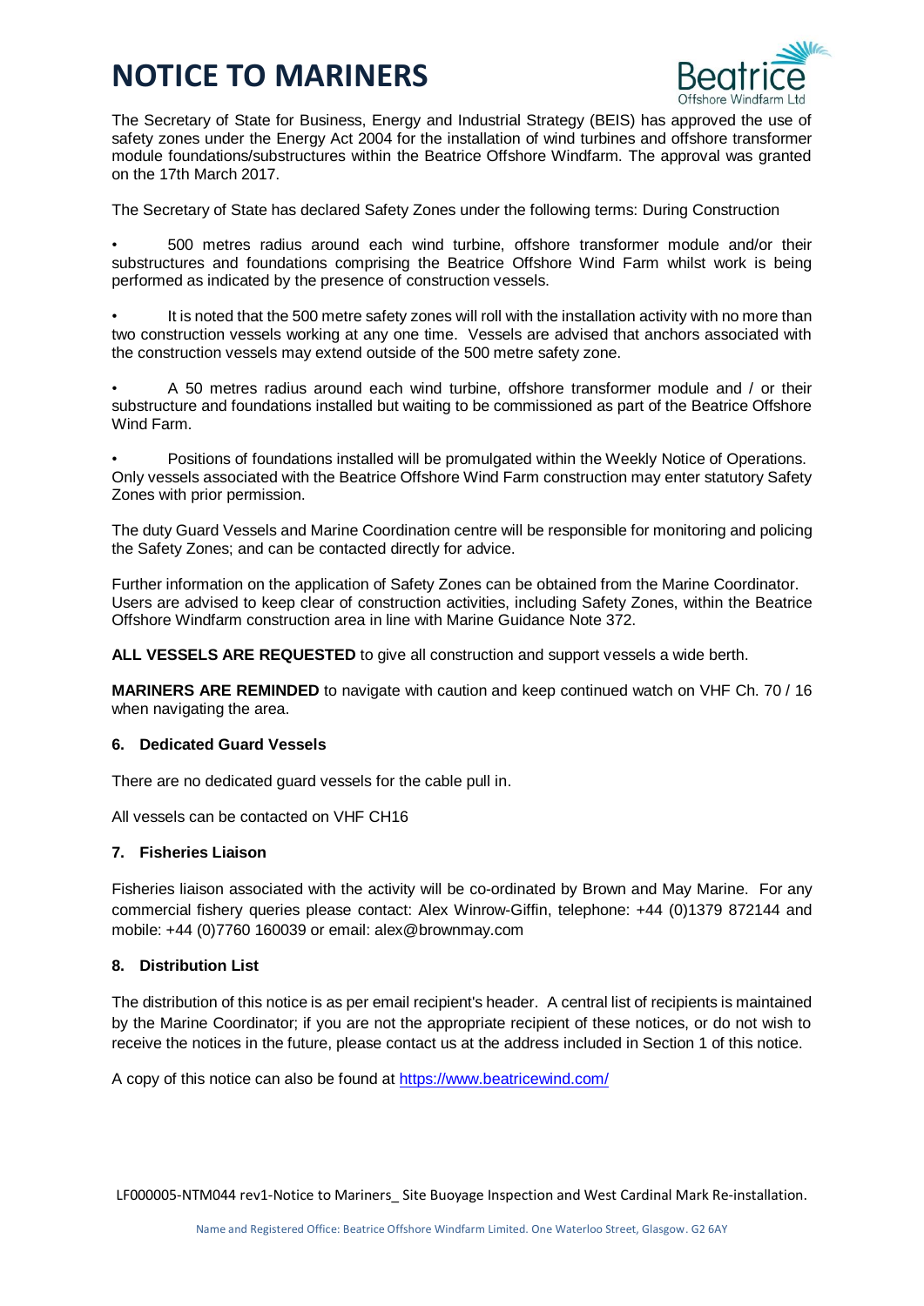# NOTICE TO MARINERS

The Secretary of State for Business, Energy and Industrial Strategy (BEIS) has approved the use of safety zones under the Energy Act 2004 for the installation of wind turbines and offshore transformer module foundations/substructures within the Beatrice Offshore Windfarm. The approval was granted on the 17th March 2017.

The Secretary of State has declared Safety Zones under the following terms: During Construction

- 500 metres radius around each wind turbine, offshore transformer module and/or their substructures and foundations comprising the Beatrice Offshore Wind Farm whilst work is being performed as indicated by the presence of construction vessels.
- It is noted that the 500 metre safety zones will roll with the installation activity with no more than two construction vessels working at any one time. Vessels are advised that anchors associated with the construction vessels may extend outside of the 500 metre safety zone.
- A 50 metres radius around each wind turbine, offshore transformer module and / or their substructure and foundations installed but waiting to be commissioned as part of the Beatrice Offshore Wind Farm.
- Positions of foundations installed will be promulgated within the Weekly Notice of Operations. Only vessels associated with the Beatrice Offshore Wind Farm construction may enter statutory Safety Zones with prior permission.

The duty Guard Vessels and Marine Coordination centre will be responsible for monitoring and policing the Safety Zones; and can be contacted directly for advice.

Further information on the application of Safety Zones can be obtained from the Marine Coordinator. Users are advised to keep clear of construction activities, including Safety Zones, within the Beatrice Offshore Windfarm construction area in line with Marine Guidance Note 372.

**ALL VESSELS ARE REQUESTED** to give all construction and support vessels a wide berth.

**MARINERS ARE REMINDED** to navigate with caution and keep continued watch on VHF Ch. 70 / 16 when navigating the area.

### 6. Dedicated Guard Vessels

There are no dedicated guard vessels for the cable pull in.

All vessels can be contacted on VHF CH16

### 7. Fisheries Liaison

Fisheries liaison associated with the activity will be co-ordinated by Brown and May Marine. For any commercial fishery queries please contact: Alex Winrow-Giffin, telephone: +44 (0)1379 872144 and mobile: +44 (0)7760 160039 or email: alex@brownmay.com

### 8. Distribution List

The distribution of this notice is as per email recipient's header. A central list of recipients is maintained by the Marine Coordinator; if you are not the appropriate recipient of these notices, or do not wish to receive the notices in the future, please contact us at the address included in Section 1 of this notice.

A copy of this notice can also be found at [https://www.beatricewind.com/](https://www.beatricewind.com/)